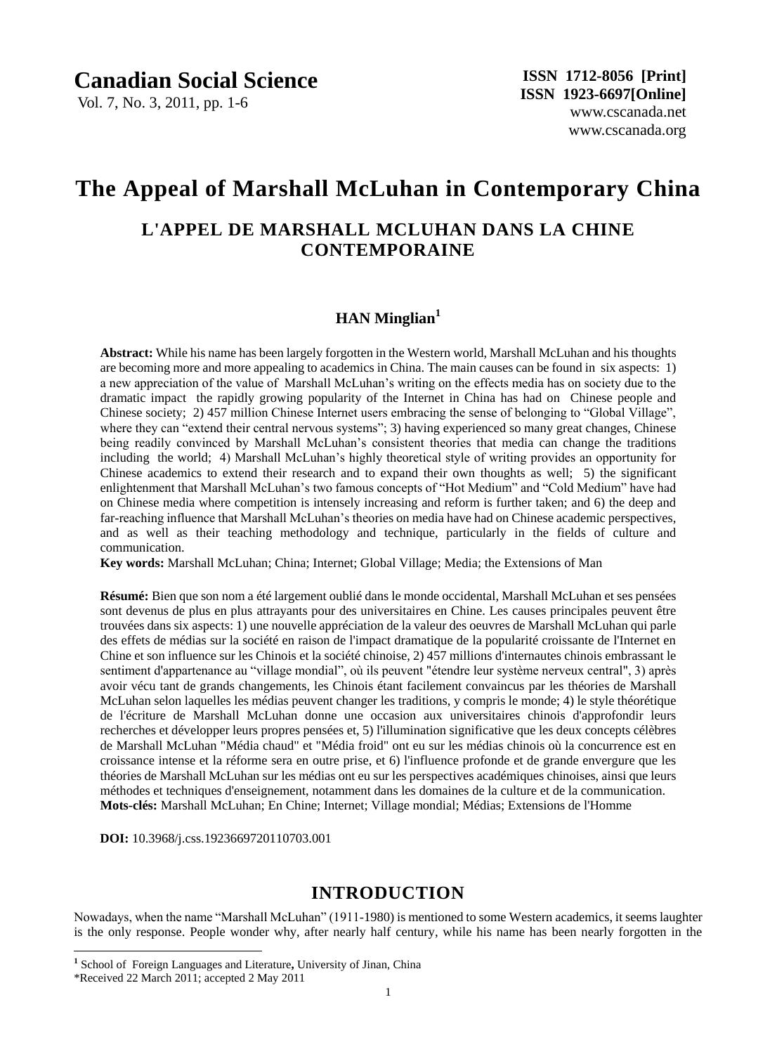# The Appeal of Marshall McLuhan in Contemporary China

## L'APPEL DE MARSHALL MCLUHAN DANS LA CHINE CONTEMPORAINE

### HAN Minglian[1]

**Abstract:** While his name has been largely forgotten in the Western world, Marshall McLuhan and his thoughts are becoming more and more appealing to academics in China. The main causes can be found in six aspects: 1) a new appreciation of the value of Marshall McLuhan's writing on the effects media has on society due to the dramatic impact the rapidly growing popularity of the Internet in China has had on Chinese people and Chinese society; 2) 457 million Chinese Internet users embracing the sense of belonging to "Global Village", where they can "extend their central nervous systems"; 3) having experienced so many great changes, Chinese being readily convinced by Marshall McLuhan's consistent theories that media can change the traditions including the world; 4) Marshall McLuhan's highly theoretical style of writing provides an opportunity for Chinese academics to extend their research and to expand their own thoughts as well; 5) the significant enlightenment that Marshall McLuhan's two famous concepts of "Hot Medium" and "Cold Medium" have had on Chinese media where competition is intensely increasing and reform is further taken; and 6) the deep and far-reaching influence that Marshall McLuhan's theories on media have had on Chinese academic perspectives, and as well as their teaching methodology and technique, particularly in the fields of culture and communication.

**Key words:** Marshall McLuhan; China; Internet; Global Village; Media; the Extensions of Man

**Résumé:** Bien que son nom a été largement oublié dans le monde occidental, Marshall McLuhan et ses pensées sont devenus de plus en plus attrayants pour des universitaires en Chine. Les causes principales peuvent être trouvées dans six aspects: 1) une nouvelle appréciation de la valeur des oeuvres de Marshall McLuhan qui parle des effets de médias sur la société en raison de l'impact dramatique de la popularité croissante de l'Internet en Chine et son influence sur les Chinois et la société chinoise, 2) 457 millions d'internautes chinois embrassant le sentiment d'appartenance au "village mondial", où ils peuvent "étendre leur système nerveux central", 3) après avoir vécu tant de grands changements, les Chinois étant facilement convaincus par les théories de Marshall McLuhan selon laquelles les médias peuvent changer les traditions, y compris le monde; 4) le style théorétique de l'écriture de Marshall McLuhan donne une occasion aux universitaires chinois d'approfondir leurs recherches et développer leurs propres pensées et, 5) l'illumination significative que les deux concepts célèbres de Marshall McLuhan "Média chaud" et "Média froid" ont eu sur les médias chinois où la concurrence est en croissance intense et la réforme sera en outre prise, et 6) l'influence profonde et de grande envergure que les théories de Marshall McLuhan sur les médias ont eu sur les perspectives académiques chinoises, ainsi que leurs méthodes et techniques d'enseignement, notamment dans les domaines de la culture et de la communication.

**Mots-clés:** Marshall McLuhan; En Chine; Internet; Village mondial; Médias; Extensions de l'Homme

**DOI:** 10.3968/j.css.1923669720110703.001

## INTRODUCTION

Nowadays, when the name "Marshall McLuhan" (1911-1980) is mentioned to some Western academics, it seems laughter is the only response. People wonder why, after nearly half century, while his name has been nearly forgotten in the

---

[1] School of Foreign Languages and Literature**,** University of Jinan, China

*Received 22 March 2011; accepted 2 May 2011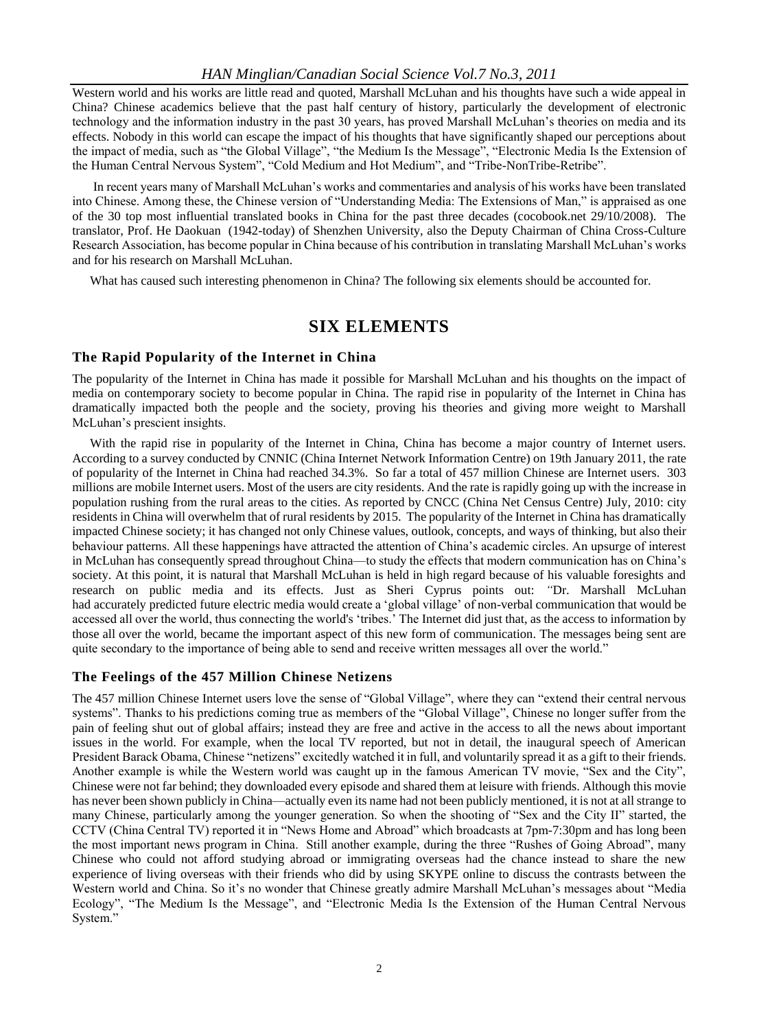Western world and his works are little read and quoted, Marshall McLuhan and his thoughts have such a wide appeal in China? Chinese academics believe that the past half century of history, particularly the development of electronic technology and the information industry in the past 30 years, has proved Marshall McLuhan's theories on media and its effects. Nobody in this world can escape the impact of his thoughts that have significantly shaped our perceptions about the impact of media, such as "the Global Village", "the Medium Is the Message", "Electronic Media Is the Extension of the Human Central Nervous System", "Cold Medium and Hot Medium", and "Tribe-NonTribe-Retribe".

In recent years many of Marshall McLuhan's works and commentaries and analysis of his works have been translated into Chinese. Among these, the Chinese version of "Understanding Media: The Extensions of Man," is appraised as one of the 30 top most influential translated books in China for the past three decades (cocobook.net 29/10/2008). The translator, Prof. He Daokuan (1942-today) of Shenzhen University, also the Deputy Chairman of China Cross-Culture Research Association, has become popular in China because of his contribution in translating Marshall McLuhan's works and for his research on Marshall McLuhan.

What has caused such interesting phenomenon in China? The following six elements should be accounted for.

## SIX ELEMENTS

### The Rapid Popularity of the Internet in China

The popularity of the Internet in China has made it possible for Marshall McLuhan and his thoughts on the impact of media on contemporary society to become popular in China. The rapid rise in popularity of the Internet in China has dramatically impacted both the people and the society, proving his theories and giving more weight to Marshall McLuhan's prescient insights.

With the rapid rise in popularity of the Internet in China, China has become a major country of Internet users. According to a survey conducted by CNNIC (China Internet Network Information Centre) on 19th January 2011, the rate of popularity of the Internet in China had reached 34.3%. So far a total of 457 million Chinese are Internet users. 303 millions are mobile Internet users. Most of the users are city residents. And the rate is rapidly going up with the increase in population rushing from the rural areas to the cities. As reported by CNCC (China Net Census Centre) July, 2010: city residents in China will overwhelm that of rural residents by 2015. The popularity of the Internet in China has dramatically impacted Chinese society; it has changed not only Chinese values, outlook, concepts, and ways of thinking, but also their behaviour patterns. All these happenings have attracted the attention of China's academic circles. An upsurge of interest in McLuhan has consequently spread throughout China—to study the effects that modern communication has on China's society. At this point, it is natural that Marshall McLuhan is held in high regard because of his valuable foresights and research on public media and its effects. Just as Sheri Cyprus points out: "Dr. Marshall McLuhan had accurately predicted future electric media would create a 'global village' of non-verbal communication that would be accessed all over the world, thus connecting the world's 'tribes.' The Internet did just that, as the access to information by those all over the world, became the important aspect of this new form of communication. The messages being sent are quite secondary to the importance of being able to send and receive written messages all over the world."

### The Feelings of the 457 Million Chinese Netizens

The 457 million Chinese Internet users love the sense of "Global Village", where they can "extend their central nervous systems". Thanks to his predictions coming true as members of the "Global Village", Chinese no longer suffer from the pain of feeling shut out of global affairs; instead they are free and active in the access to all the news about important issues in the world. For example, when the local TV reported, but not in detail, the inaugural speech of American President Barack Obama, Chinese "netizens" excitedly watched it in full, and voluntarily spread it as a gift to their friends. Another example is while the Western world was caught up in the famous American TV movie, "Sex and the City", Chinese were not far behind; they downloaded every episode and shared them at leisure with friends. Although this movie has never been shown publicly in China—actually even its name had not been publicly mentioned, it is not at all strange to many Chinese, particularly among the younger generation. So when the shooting of "Sex and the City II" started, the CCTV (China Central TV) reported it in "News Home and Abroad" which broadcasts at 7pm-7:30pm and has long been the most important news program in China. Still another example, during the three "Rushes of Going Abroad", many Chinese who could not afford studying abroad or immigrating overseas had the chance instead to share the new experience of living overseas with their friends who did by using SKYPE online to discuss the contrasts between the Western world and China. So it's no wonder that Chinese greatly admire Marshall McLuhan's messages about "Media Ecology", "The Medium Is the Message", and "Electronic Media Is the Extension of the Human Central Nervous System."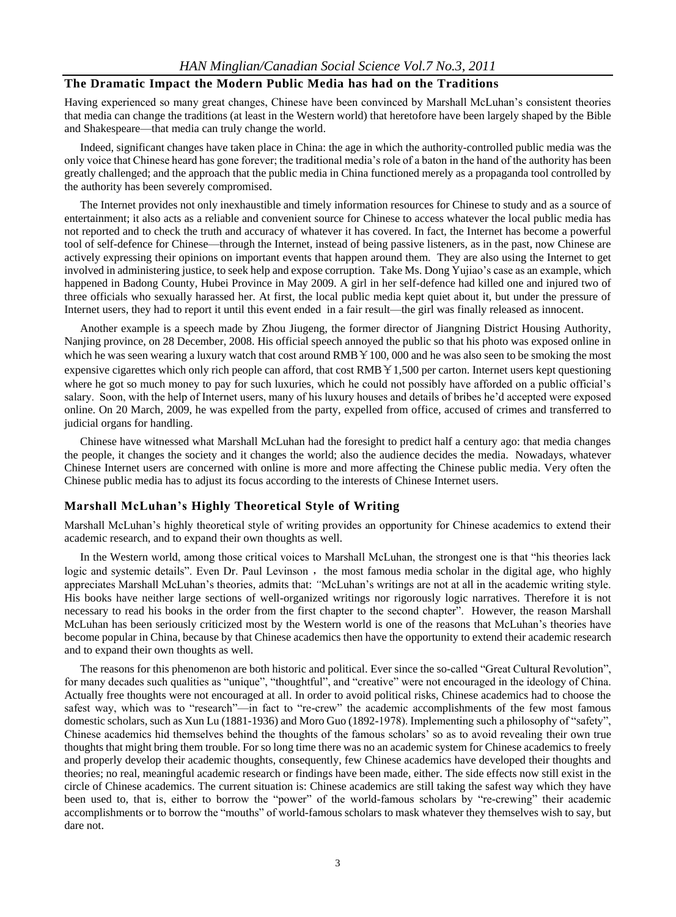## The Dramatic Impact the Modern Public Media has had on the Traditions

Having experienced so many great changes, Chinese have been convinced by Marshall McLuhan's consistent theories that media can change the traditions (at least in the Western world) that heretofore have been largely shaped by the Bible and Shakespeare—that media can truly change the world.

Indeed, significant changes have taken place in China: the age in which the authority-controlled public media was the only voice that Chinese heard has gone forever; the traditional media's role of a baton in the hand of the authority has been greatly challenged; and the approach that the public media in China functioned merely as a propaganda tool controlled by the authority has been severely compromised.

The Internet provides not only inexhaustible and timely information resources for Chinese to study and as a source of entertainment; it also acts as a reliable and convenient source for Chinese to access whatever the local public media has not reported and to check the truth and accuracy of whatever it has covered. In fact, the Internet has become a powerful tool of self-defence for Chinese—through the Internet, instead of being passive listeners, as in the past, now Chinese are actively expressing their opinions on important events that happen around them. They are also using the Internet to get involved in administering justice, to seek help and expose corruption. Take Ms. Dong Yujiao's case as an example, which happened in Badong County, Hubei Province in May 2009. A girl in her self-defence had killed one and injured two of three officials who sexually harassed her. At first, the local public media kept quiet about it, but under the pressure of Internet users, they had to report it until this event ended in a fair result—the girl was finally released as innocent.

Another example is a speech made by Zhou Jiugeng, the former director of Jiangning District Housing Authority, Nanjing province, on 28 December, 2008. His official speech annoyed the public so that his photo was exposed online in which he was seen wearing a luxury watch that cost around RMB￥100, 000 and he was also seen to be smoking the most expensive cigarettes which only rich people can afford, that cost RMB￥1,500 per carton. Internet users kept questioning where he got so much money to pay for such luxuries, which he could not possibly have afforded on a public official's salary. Soon, with the help of Internet users, many of his luxury houses and details of bribes he'd accepted were exposed online. On 20 March, 2009, he was expelled from the party, expelled from office, accused of crimes and transferred to judicial organs for handling.

Chinese have witnessed what Marshall McLuhan had the foresight to predict half a century ago: that media changes the people, it changes the society and it changes the world; also the audience decides the media. Nowadays, whatever Chinese Internet users are concerned with online is more and more affecting the Chinese public media. Very often the Chinese public media has to adjust its focus according to the interests of Chinese Internet users.

## Marshall McLuhan's Highly Theoretical Style of Writing

Marshall McLuhan's highly theoretical style of writing provides an opportunity for Chinese academics to extend their academic research, and to expand their own thoughts as well.

In the Western world, among those critical voices to Marshall McLuhan, the strongest one is that "his theories lack logic and systemic details". Even Dr. Paul Levinson， the most famous media scholar in the digital age, who highly appreciates Marshall McLuhan's theories, admits that: *"*McLuhan's writings are not at all in the academic writing style. His books have neither large sections of well-organized writings nor rigorously logic narratives. Therefore it is not necessary to read his books in the order from the first chapter to the second chapter". However, the reason Marshall McLuhan has been seriously criticized most by the Western world is one of the reasons that McLuhan's theories have become popular in China, because by that Chinese academics then have the opportunity to extend their academic research and to expand their own thoughts as well.

The reasons for this phenomenon are both historic and political. Ever since the so-called "Great Cultural Revolution", for many decades such qualities as "unique", "thoughtful", and "creative" were not encouraged in the ideology of China. Actually free thoughts were not encouraged at all. In order to avoid political risks, Chinese academics had to choose the safest way, which was to "research"—in fact to "re-crew" the academic accomplishments of the few most famous domestic scholars, such as Xun Lu (1881-1936) and Moro Guo (1892-1978). Implementing such a philosophy of "safety", Chinese academics hid themselves behind the thoughts of the famous scholars' so as to avoid revealing their own true thoughts that might bring them trouble. For so long time there was no an academic system for Chinese academics to freely and properly develop their academic thoughts, consequently, few Chinese academics have developed their thoughts and theories; no real, meaningful academic research or findings have been made, either. The side effects now still exist in the circle of Chinese academics. The current situation is: Chinese academics are still taking the safest way which they have been used to, that is, either to borrow the "power" of the world-famous scholars by "re-crewing" their academic accomplishments or to borrow the "mouths" of world-famous scholars to mask whatever they themselves wish to say, but dare not.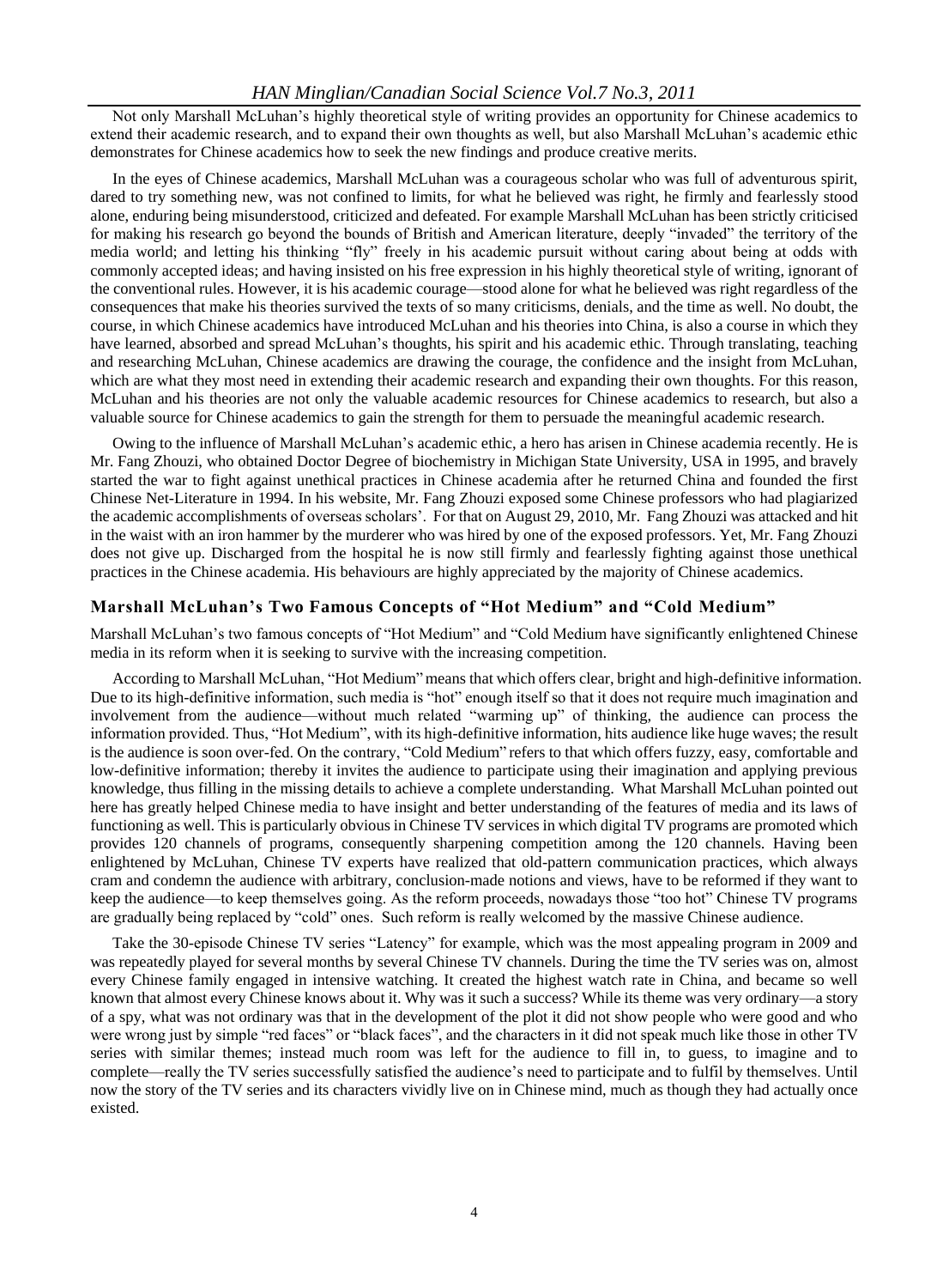Not only Marshall McLuhan's highly theoretical style of writing provides an opportunity for Chinese academics to extend their academic research, and to expand their own thoughts as well, but also Marshall McLuhan's academic ethic demonstrates for Chinese academics how to seek the new findings and produce creative merits.

In the eyes of Chinese academics, Marshall McLuhan was a courageous scholar who was full of adventurous spirit, dared to try something new, was not confined to limits, for what he believed was right, he firmly and fearlessly stood alone, enduring being misunderstood, criticized and defeated. For example Marshall McLuhan has been strictly criticised for making his research go beyond the bounds of British and American literature, deeply "invaded" the territory of the media world; and letting his thinking "fly" freely in his academic pursuit without caring about being at odds with commonly accepted ideas; and having insisted on his free expression in his highly theoretical style of writing, ignorant of the conventional rules. However, it is his academic courage—stood alone for what he believed was right regardless of the consequences that make his theories survived the texts of so many criticisms, denials, and the time as well. No doubt, the course, in which Chinese academics have introduced McLuhan and his theories into China, is also a course in which they have learned, absorbed and spread McLuhan's thoughts, his spirit and his academic ethic. Through translating, teaching and researching McLuhan, Chinese academics are drawing the courage, the confidence and the insight from McLuhan, which are what they most need in extending their academic research and expanding their own thoughts. For this reason, McLuhan and his theories are not only the valuable academic resources for Chinese academics to research, but also a valuable source for Chinese academics to gain the strength for them to persuade the meaningful academic research.

Owing to the influence of Marshall McLuhan's academic ethic, a hero has arisen in Chinese academia recently. He is Mr. Fang Zhouzi, who obtained Doctor Degree of biochemistry in Michigan State University, USA in 1995, and bravely started the war to fight against unethical practices in Chinese academia after he returned China and founded the first Chinese Net-Literature in 1994. In his website, Mr. Fang Zhouzi exposed some Chinese professors who had plagiarized the academic accomplishments of overseas scholars'. For that on August 29, 2010, Mr. Fang Zhouzi was attacked and hit in the waist with an iron hammer by the murderer who was hired by one of the exposed professors. Yet, Mr. Fang Zhouzi does not give up. Discharged from the hospital he is now still firmly and fearlessly fighting against those unethical practices in the Chinese academia. His behaviours are highly appreciated by the majority of Chinese academics.

## Marshall McLuhan's Two Famous Concepts of "Hot Medium" and "Cold Medium"

Marshall McLuhan's two famous concepts of "Hot Medium" and "Cold Medium have significantly enlightened Chinese media in its reform when it is seeking to survive with the increasing competition.

According to Marshall McLuhan, "Hot Medium" means that which offers clear, bright and high-definitive information. Due to its high-definitive information, such media is "hot" enough itself so that it does not require much imagination and involvement from the audience—without much related "warming up" of thinking, the audience can process the information provided. Thus, "Hot Medium", with its high-definitive information, hits audience like huge waves; the result is the audience is soon over-fed. On the contrary, "Cold Medium" refers to that which offers fuzzy, easy, comfortable and low-definitive information; thereby it invites the audience to participate using their imagination and applying previous knowledge, thus filling in the missing details to achieve a complete understanding. What Marshall McLuhan pointed out here has greatly helped Chinese media to have insight and better understanding of the features of media and its laws of functioning as well. This is particularly obvious in Chinese TV services in which digital TV programs are promoted which provides 120 channels of programs, consequently sharpening competition among the 120 channels. Having been enlightened by McLuhan, Chinese TV experts have realized that old-pattern communication practices, which always cram and condemn the audience with arbitrary, conclusion-made notions and views, have to be reformed if they want to keep the audience—to keep themselves going. As the reform proceeds, nowadays those "too hot" Chinese TV programs are gradually being replaced by "cold" ones. Such reform is really welcomed by the massive Chinese audience.

Take the 30-episode Chinese TV series "Latency" for example, which was the most appealing program in 2009 and was repeatedly played for several months by several Chinese TV channels. During the time the TV series was on, almost every Chinese family engaged in intensive watching. It created the highest watch rate in China, and became so well known that almost every Chinese knows about it. Why was it such a success? While its theme was very ordinary—a story of a spy, what was not ordinary was that in the development of the plot it did not show people who were good and who were wrong just by simple "red faces" or "black faces", and the characters in it did not speak much like those in other TV series with similar themes; instead much room was left for the audience to fill in, to guess, to imagine and to complete—really the TV series successfully satisfied the audience's need to participate and to fulfil by themselves. Until now the story of the TV series and its characters vividly live on in Chinese mind, much as though they had actually once existed.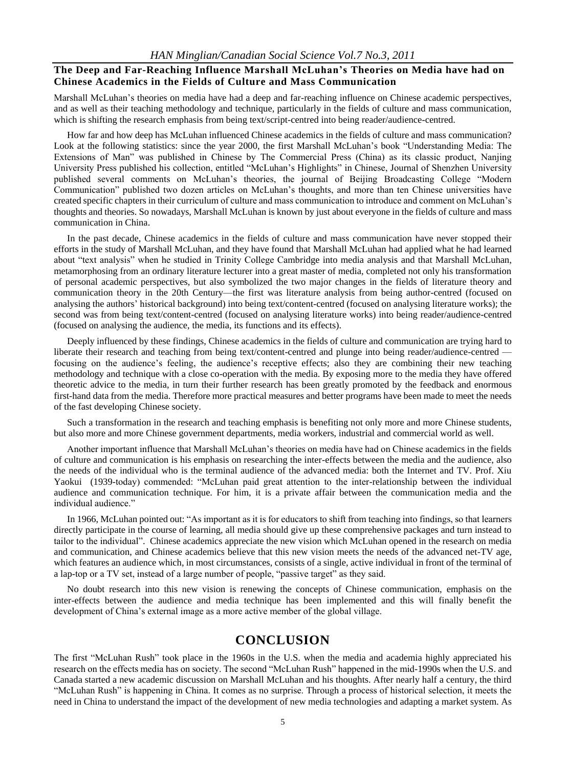### The Deep and Far-Reaching Influence Marshall McLuhan's Theories on Media have had on Chinese Academics in the Fields of Culture and Mass Communication

Marshall McLuhan's theories on media have had a deep and far-reaching influence on Chinese academic perspectives, and as well as their teaching methodology and technique, particularly in the fields of culture and mass communication, which is shifting the research emphasis from being text/script-centred into being reader/audience-centred.

How far and how deep has McLuhan influenced Chinese academics in the fields of culture and mass communication? Look at the following statistics: since the year 2000, the first Marshall McLuhan's book "Understanding Media: The Extensions of Man" was published in Chinese by The Commercial Press (China) as its classic product, Nanjing University Press published his collection, entitled "McLuhan's Highlights" in Chinese, Journal of Shenzhen University published several comments on McLuhan's theories, the journal of Beijing Broadcasting College "Modern Communication" published two dozen articles on McLuhan's thoughts, and more than ten Chinese universities have created specific chapters in their curriculum of culture and mass communication to introduce and comment on McLuhan's thoughts and theories. So nowadays, Marshall McLuhan is known by just about everyone in the fields of culture and mass communication in China.

In the past decade, Chinese academics in the fields of culture and mass communication have never stopped their efforts in the study of Marshall McLuhan, and they have found that Marshall McLuhan had applied what he had learned about "text analysis" when he studied in Trinity College Cambridge into media analysis and that Marshall McLuhan, metamorphosing from an ordinary literature lecturer into a great master of media, completed not only his transformation of personal academic perspectives, but also symbolized the two major changes in the fields of literature theory and communication theory in the 20th Century—the first was literature analysis from being author-centred (focused on analysing the authors' historical background) into being text/content-centred (focused on analysing literature works); the second was from being text/content-centred (focused on analysing literature works) into being reader/audience-centred (focused on analysing the audience, the media, its functions and its effects).

Deeply influenced by these findings, Chinese academics in the fields of culture and communication are trying hard to liberate their research and teaching from being text/content-centred and plunge into being reader/audience-centred — focusing on the audience's feeling, the audience's receptive effects; also they are combining their new teaching methodology and technique with a close co-operation with the media. By exposing more to the media they have offered theoretic advice to the media, in turn their further research has been greatly promoted by the feedback and enormous first-hand data from the media. Therefore more practical measures and better programs have been made to meet the needs of the fast developing Chinese society.

Such a transformation in the research and teaching emphasis is benefiting not only more and more Chinese students, but also more and more Chinese government departments, media workers, industrial and commercial world as well.

Another important influence that Marshall McLuhan's theories on media have had on Chinese academics in the fields of culture and communication is his emphasis on researching the inter-effects between the media and the audience, also the needs of the individual who is the terminal audience of the advanced media: both the Internet and TV. Prof. Xiu Yaokui (1939-today) commended: "McLuhan paid great attention to the inter-relationship between the individual audience and communication technique. For him, it is a private affair between the communication media and the individual audience."

In 1966, McLuhan pointed out: "As important as it is for educators to shift from teaching into findings, so that learners directly participate in the course of learning, all media should give up these comprehensive packages and turn instead to tailor to the individual". Chinese academics appreciate the new vision which McLuhan opened in the research on media and communication, and Chinese academics believe that this new vision meets the needs of the advanced net-TV age, which features an audience which, in most circumstances, consists of a single, active individual in front of the terminal of a lap-top or a TV set, instead of a large number of people, "passive target" as they said.

No doubt research into this new vision is renewing the concepts of Chinese communication, emphasis on the inter-effects between the audience and media technique has been implemented and this will finally benefit the development of China's external image as a more active member of the global village.

## CONCLUSION

The first "McLuhan Rush" took place in the 1960s in the U.S. when the media and academia highly appreciated his research on the effects media has on society. The second "McLuhan Rush" happened in the mid-1990s when the U.S. and Canada started a new academic discussion on Marshall McLuhan and his thoughts. After nearly half a century, the third "McLuhan Rush" is happening in China. It comes as no surprise. Through a process of historical selection, it meets the need in China to understand the impact of the development of new media technologies and adapting a market system. As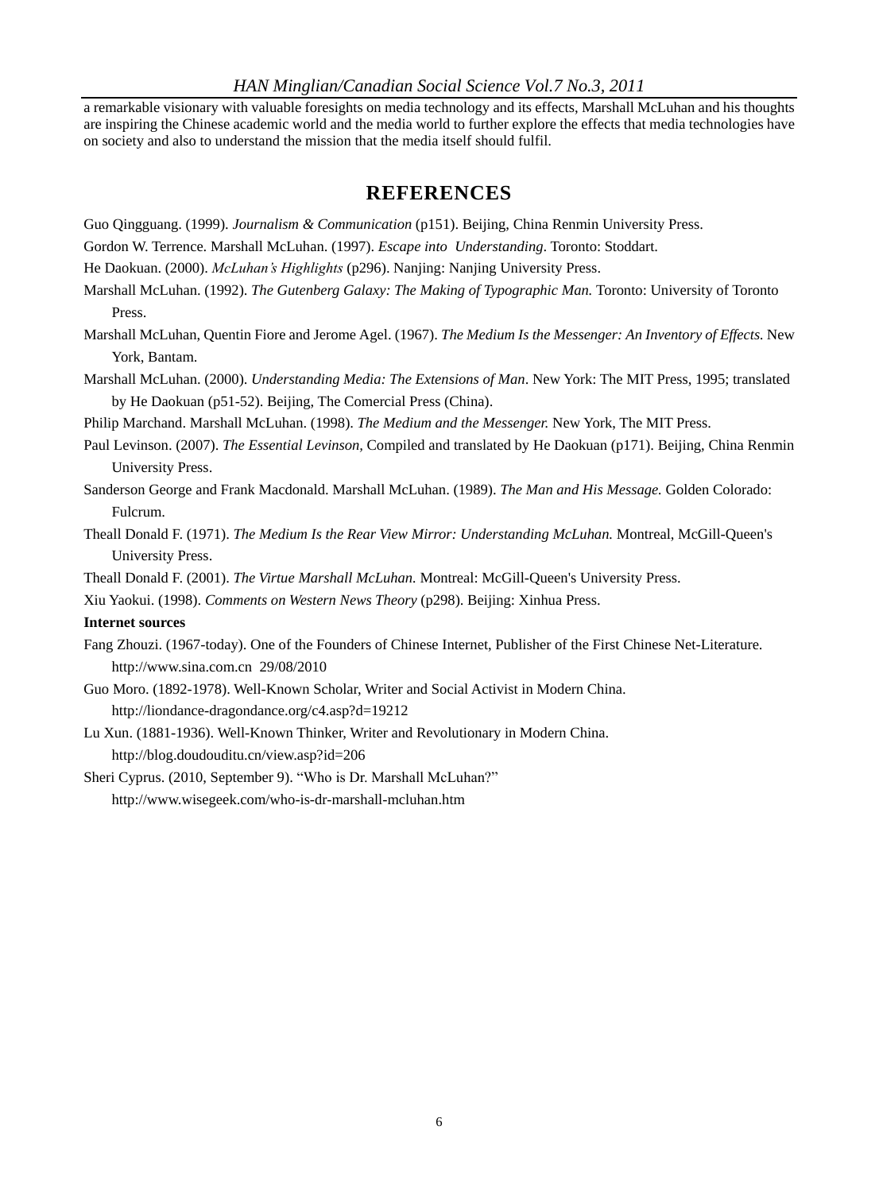a remarkable visionary with valuable foresights on media technology and its effects, Marshall McLuhan and his thoughts are inspiring the Chinese academic world and the media world to further explore the effects that media technologies have on society and also to understand the mission that the media itself should fulfil.

## REFERENCES

Guo Qingguang. (1999). *Journalism & Communication* (p151). Beijing, China Renmin University Press.

Gordon W. Terrence. Marshall McLuhan. (1997). *Escape into Understanding*. Toronto: Stoddart.

He Daokuan. (2000). *McLuhan's Highlights* (p296). Nanjing: Nanjing University Press.

Marshall McLuhan. (1992). *The Gutenberg Galaxy: The Making of Typographic Man.* Toronto: University of Toronto Press.

Marshall McLuhan, Quentin Fiore and Jerome Agel. (1967). *The Medium Is the Messenger: An Inventory of Effects.* New York, Bantam.

Marshall McLuhan. (2000). *Understanding Media: The Extensions of Man*. New York: The MIT Press, 1995; translated by He Daokuan (p51-52). Beijing, The Comercial Press (China).

Philip Marchand. Marshall McLuhan. (1998). *The Medium and the Messenger.* New York, The MIT Press.

Paul Levinson. (2007). *The Essential Levinson,* Compiled and translated by He Daokuan (p171). Beijing, China Renmin University Press.

Sanderson George and Frank Macdonald. Marshall McLuhan. (1989). *The Man and His Message.* Golden Colorado: Fulcrum.

Theall Donald F. (1971). *The Medium Is the Rear View Mirror: Understanding McLuhan.* Montreal, McGill-Queen's University Press.

Theall Donald F. (2001). *The Virtue Marshall McLuhan.* Montreal: McGill-Queen's University Press.

Xiu Yaokui. (1998). *Comments on Western News Theory* (p298). Beijing: Xinhua Press.

**Internet sources**

Fang Zhouzi. (1967-today). One of the Founders of Chinese Internet, Publisher of the First Chinese Net-Literature. http://www.sina.com.cn 29/08/2010

Guo Moro. (1892-1978). Well-Known Scholar, Writer and Social Activist in Modern China. http://liondance-dragondance.org/c4.asp?d=19212

Lu Xun. (1881-1936). Well-Known Thinker, Writer and Revolutionary in Modern China. http://blog.doudouditu.cn/view.asp?id=206

Sheri Cyprus. (2010, September 9). "Who is Dr. Marshall McLuhan?" http://www.wisegeek.com/who-is-dr-marshall-mcluhan.htm